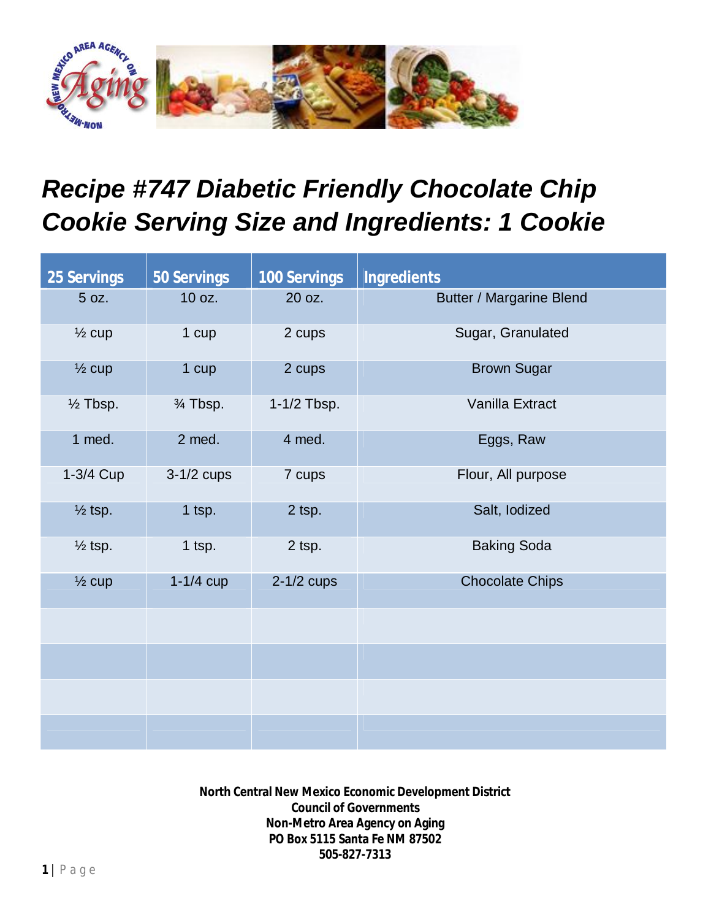# Recipe #747 Diabetic Friendly Chocolate Chip Cookie Serving Size and Ingredients: 1 Cookie

| 25 Servings | 50 Servings | 100 Servings | Ingredients |
|---|---|---|---|
| 5 oz. | 10 oz. | 20 oz. | Butter / Margarine Blend |
| ½ cup | 1 cup | 2 cups | Sugar, Granulated |
| ½ cup | 1 cup | 2 cups | Brown Sugar |
| ½ Tbsp. | ¾ Tbsp. | 1-1/2 Tbsp. | Vanilla Extract |
| 1 med. | 2 med. | 4 med. | Eggs, Raw |
| 1-3/4 Cup | 3-1/2 cups | 7 cups | Flour, All purpose |
| ½ tsp. | 1 tsp. | 2 tsp. | Salt, Iodized |
| ½ tsp. | 1 tsp. | 2 tsp. | Baking Soda |
| ½ cup | 1-1/4 cup | 2-1/2 cups | Chocolate Chips |
| | | | |
| | | | |
| | | | |
| | | | |

**North Central New Mexico Economic Development District**
**Council of Governments**
**Non-Metro Area Agency on Aging**
**PO Box 5115 Santa Fe NM 87502**
**505-827-7313**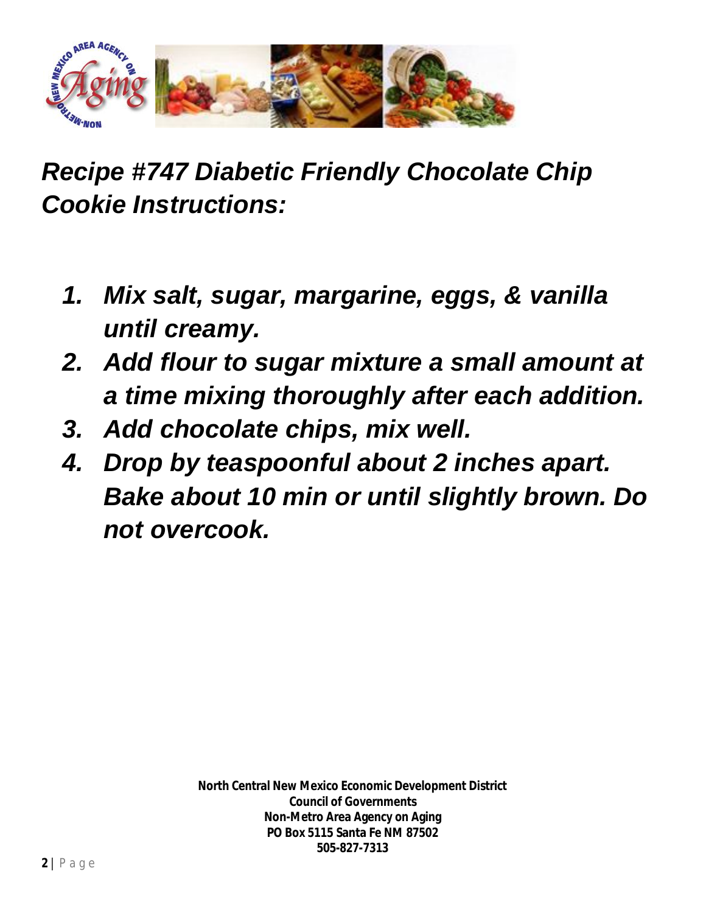# *Recipe #747 Diabetic Friendly Chocolate Chip Cookie Instructions:*

1. ***Mix salt, sugar, margarine, eggs, & vanilla until creamy.***
2. ***Add flour to sugar mixture a small amount at a time mixing thoroughly after each addition.***
3. ***Add chocolate chips, mix well.***
4. ***Drop by teaspoonful about 2 inches apart. Bake about 10 min or until slightly brown. Do not overcook.***

**North Central New Mexico Economic Development District**
**Council of Governments**
**Non-Metro Area Agency on Aging**
**PO Box 5115 Santa Fe NM 87502**
**505-827-7313**